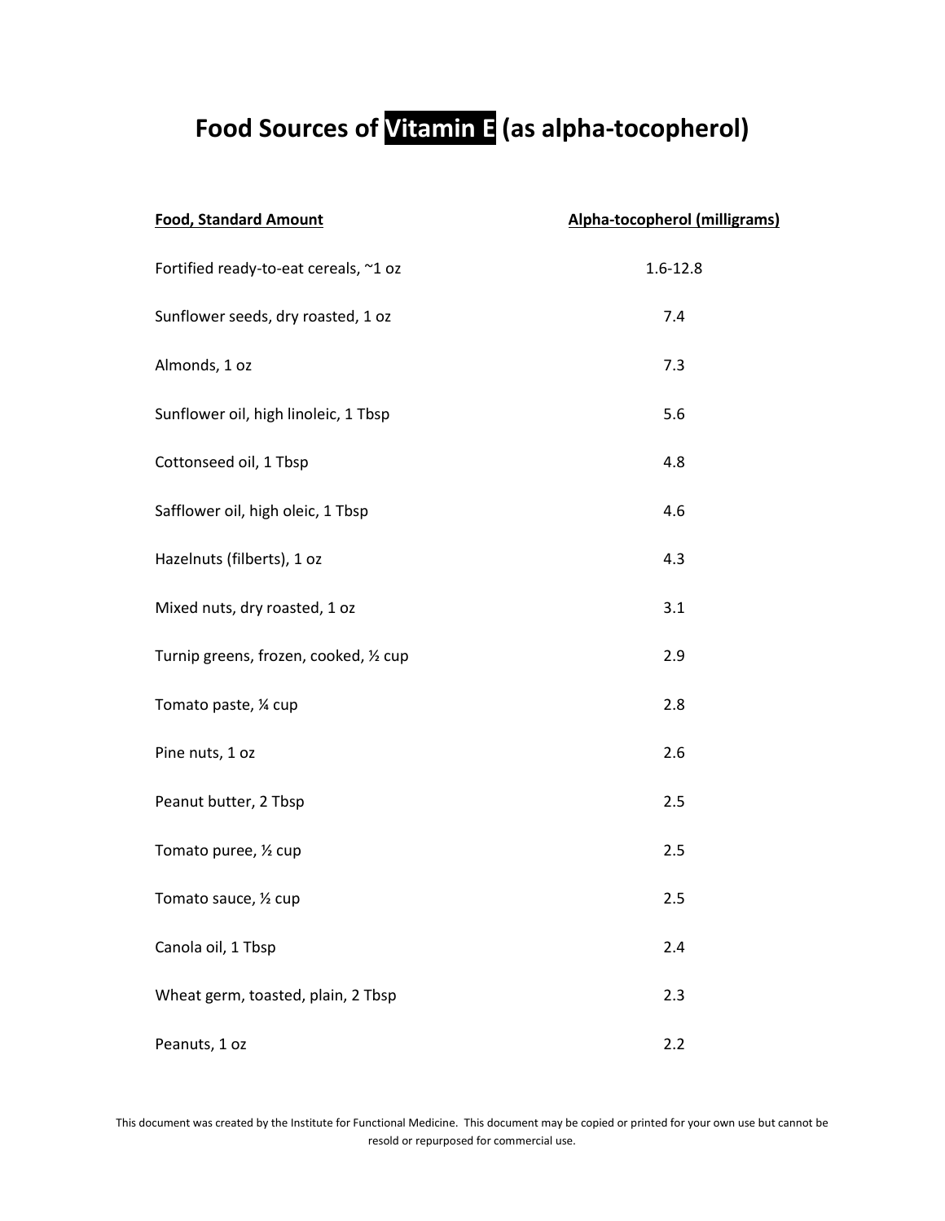# Food Sources of Vitamin E (as alpha-tocopherol)

| Food, Standard Amount | Alpha-tocopherol (milligrams) |
|---|---|
| Fortified ready-to-eat cereals, ~1 oz | 1.6-12.8 |
| Sunflower seeds, dry roasted, 1 oz | 7.4 |
| Almonds, 1 oz | 7.3 |
| Sunflower oil, high linoleic, 1 Tbsp | 5.6 |
| Cottonseed oil, 1 Tbsp | 4.8 |
| Safflower oil, high oleic, 1 Tbsp | 4.6 |
| Hazelnuts (filberts), 1 oz | 4.3 |
| Mixed nuts, dry roasted, 1 oz | 3.1 |
| Turnip greens, frozen, cooked, ½ cup | 2.9 |
| Tomato paste, ¼ cup | 2.8 |
| Pine nuts, 1 oz | 2.6 |
| Peanut butter, 2 Tbsp | 2.5 |
| Tomato puree, ½ cup | 2.5 |
| Tomato sauce, ½ cup | 2.5 |
| Canola oil, 1 Tbsp | 2.4 |
| Wheat germ, toasted, plain, 2 Tbsp | 2.3 |
| Peanuts, 1 oz | 2.2 |

This document was created by the Institute for Functional Medicine. This document may be copied or printed for your own use but cannot be resold or repurposed for commercial use.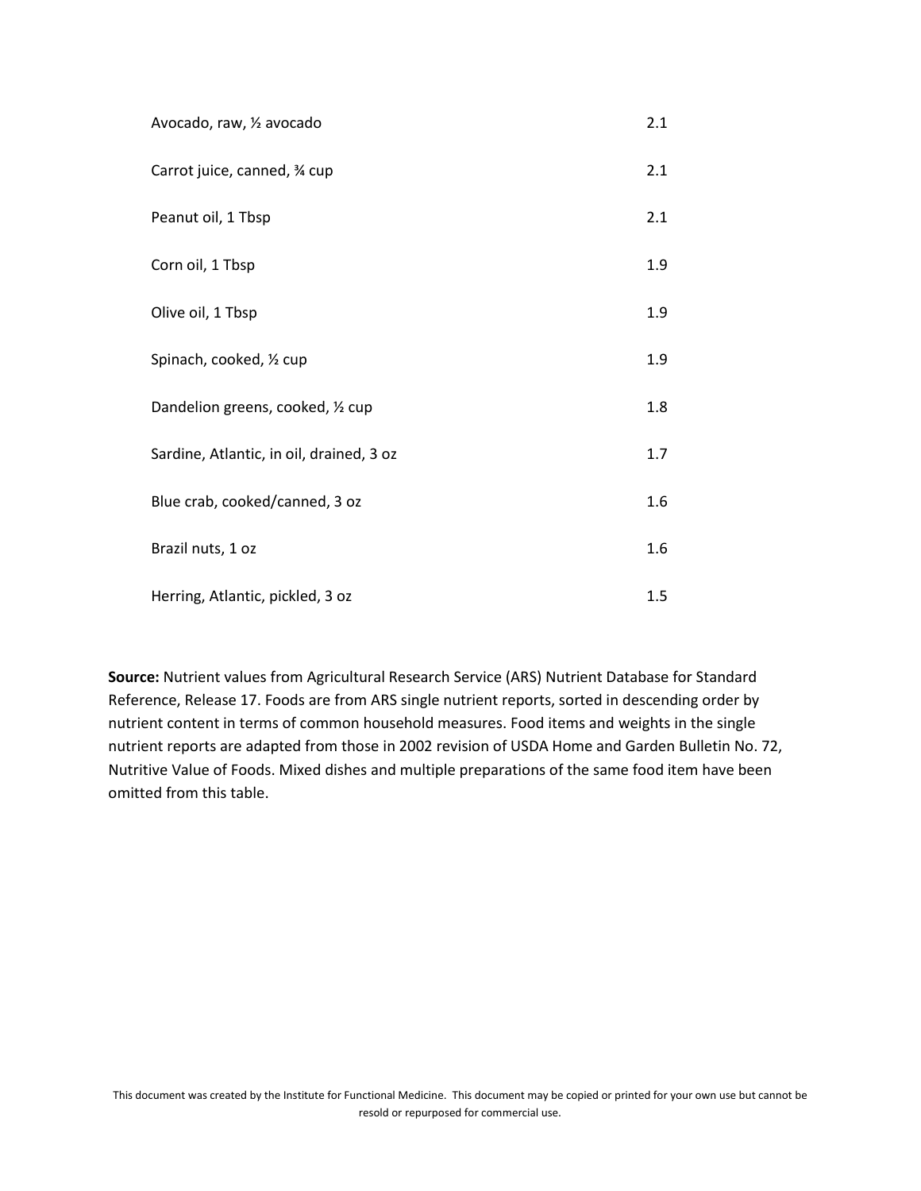| | |
|---|---|
| Avocado, raw, ½ avocado | 2.1 |
| Carrot juice, canned, ¾ cup | 2.1 |
| Peanut oil, 1 Tbsp | 2.1 |
| Corn oil, 1 Tbsp | 1.9 |
| Olive oil, 1 Tbsp | 1.9 |
| Spinach, cooked, ½ cup | 1.9 |
| Dandelion greens, cooked, ½ cup | 1.8 |
| Sardine, Atlantic, in oil, drained, 3 oz | 1.7 |
| Blue crab, cooked/canned, 3 oz | 1.6 |
| Brazil nuts, 1 oz | 1.6 |
| Herring, Atlantic, pickled, 3 oz | 1.5 |

**Source:** Nutrient values from Agricultural Research Service (ARS) Nutrient Database for Standard Reference, Release 17. Foods are from ARS single nutrient reports, sorted in descending order by nutrient content in terms of common household measures. Food items and weights in the single nutrient reports are adapted from those in 2002 revision of USDA Home and Garden Bulletin No. 72, Nutritive Value of Foods. Mixed dishes and multiple preparations of the same food item have been omitted from this table.

This document was created by the Institute for Functional Medicine. This document may be copied or printed for your own use but cannot be resold or repurposed for commercial use.